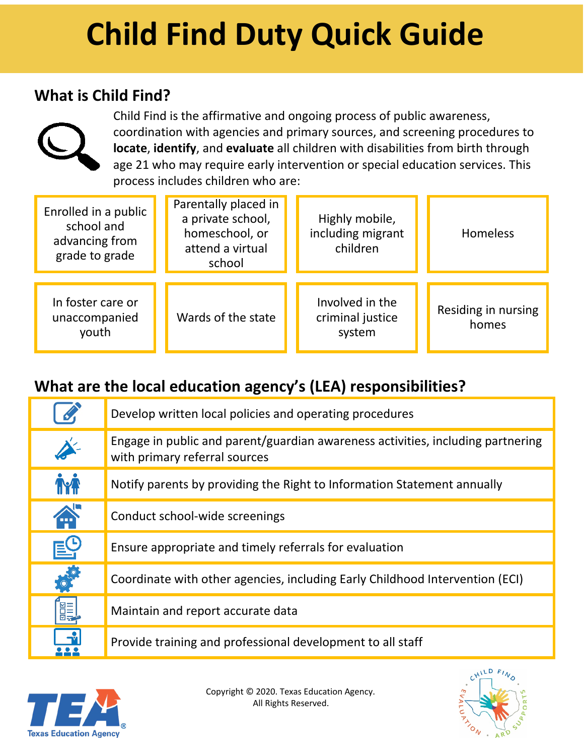# Child Find Duty Quick Guide

## What is Child Find?

Child Find is the affirmative and ongoing process of public awareness, coordination with agencies and primary sources, and screening procedures to **locate**, **identify**, and **evaluate** all children with disabilities from birth through age 21 who may require early intervention or special education services. This process includes children who are:

| | | | |
|---|---|---|---|
| Enrolled in a public school and advancing from grade to grade | Parentally placed in a private school, homeschool, or attend a virtual school | Highly mobile, including migrant children | Homeless |
| In foster care or unaccompanied youth | Wards of the state | Involved in the criminal justice system | Residing in nursing homes |

## What are the local education agency's (LEA) responsibilities?

- Develop written local policies and operating procedures
- Engage in public and parent/guardian awareness activities, including partnering with primary referral sources
- Notify parents by providing the Right to Information Statement annually
- Conduct school-wide screenings
- Ensure appropriate and timely referrals for evaluation
- Coordinate with other agencies, including Early Childhood Intervention (ECI)
- Maintain and report accurate data
- Provide training and professional development to all staff

TEA Texas Education Agency

Copyright © 2020. Texas Education Agency. All Rights Reserved.

Child Find Evaluation and Supports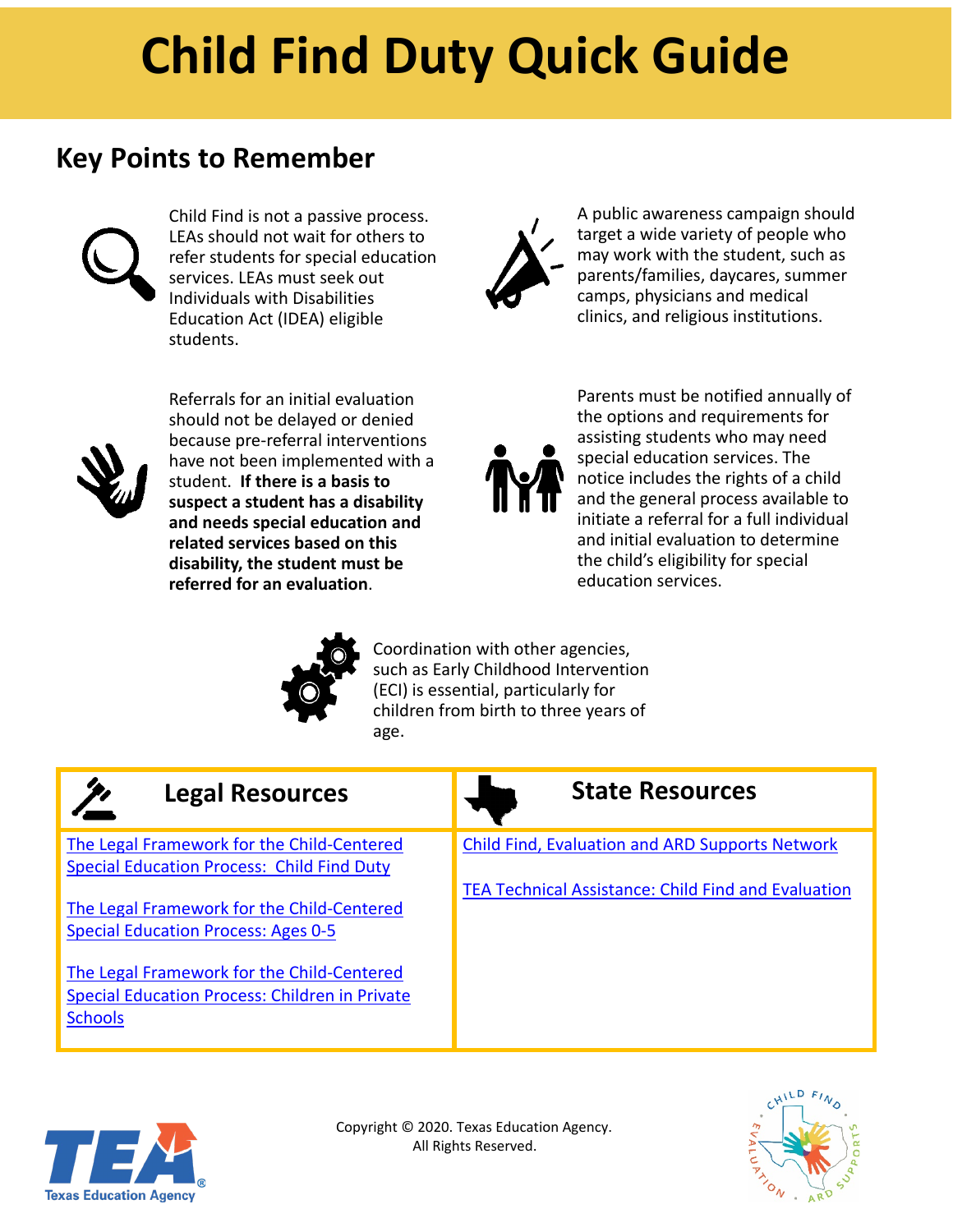# Child Find Duty Quick Guide

## Key Points to Remember

Child Find is not a passive process. LEAs should not wait for others to refer students for special education services. LEAs must seek out Individuals with Disabilities Education Act (IDEA) eligible students.

A public awareness campaign should target a wide variety of people who may work with the student, such as parents/families, daycares, summer camps, physicians and medical clinics, and religious institutions.

Referrals for an initial evaluation should not be delayed or denied because pre-referral interventions have not been implemented with a student. **If there is a basis to suspect a student has a disability and needs special education and related services based on this disability, the student must be referred for an evaluation**.

Parents must be notified annually of the options and requirements for assisting students who may need special education services. The notice includes the rights of a child and the general process available to initiate a referral for a full individual and initial evaluation to determine the child's eligibility for special education services.

Coordination with other agencies, such as Early Childhood Intervention (ECI) is essential, particularly for children from birth to three years of age.

| Legal Resources | State Resources |
|---|---|
| The Legal Framework for the Child-Centered Special Education Process: Child Find Duty | Child Find, Evaluation and ARD Supports Network |
| The Legal Framework for the Child-Centered Special Education Process: Ages 0-5 | TEA Technical Assistance: Child Find and Evaluation |
| The Legal Framework for the Child-Centered Special Education Process: Children in Private Schools | |

Copyright © 2020. Texas Education Agency. All Rights Reserved.